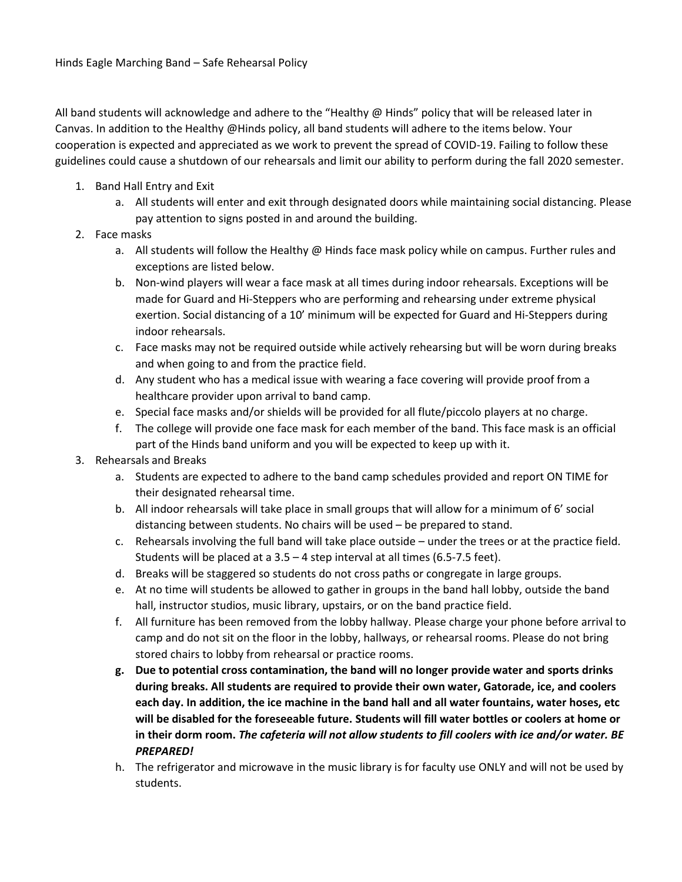Hinds Eagle Marching Band – Safe Rehearsal Policy

All band students will acknowledge and adhere to the "Healthy @ Hinds" policy that will be released later in Canvas. In addition to the Healthy @Hinds policy, all band students will adhere to the items below. Your cooperation is expected and appreciated as we work to prevent the spread of COVID-19. Failing to follow these guidelines could cause a shutdown of our rehearsals and limit our ability to perform during the fall 2020 semester.

1. Band Hall Entry and Exit
   a. All students will enter and exit through designated doors while maintaining social distancing. Please pay attention to signs posted in and around the building.
2. Face masks
   a. All students will follow the Healthy @ Hinds face mask policy while on campus. Further rules and exceptions are listed below.
   b. Non-wind players will wear a face mask at all times during indoor rehearsals. Exceptions will be made for Guard and Hi-Steppers who are performing and rehearsing under extreme physical exertion. Social distancing of a 10' minimum will be expected for Guard and Hi-Steppers during indoor rehearsals.
   c. Face masks may not be required outside while actively rehearsing but will be worn during breaks and when going to and from the practice field.
   d. Any student who has a medical issue with wearing a face covering will provide proof from a healthcare provider upon arrival to band camp.
   e. Special face masks and/or shields will be provided for all flute/piccolo players at no charge.
   f. The college will provide one face mask for each member of the band. This face mask is an official part of the Hinds band uniform and you will be expected to keep up with it.
3. Rehearsals and Breaks
   a. Students are expected to adhere to the band camp schedules provided and report ON TIME for their designated rehearsal time.
   b. All indoor rehearsals will take place in small groups that will allow for a minimum of 6' social distancing between students. No chairs will be used – be prepared to stand.
   c. Rehearsals involving the full band will take place outside – under the trees or at the practice field. Students will be placed at a 3.5 – 4 step interval at all times (6.5-7.5 feet).
   d. Breaks will be staggered so students do not cross paths or congregate in large groups.
   e. At no time will students be allowed to gather in groups in the band hall lobby, outside the band hall, instructor studios, music library, upstairs, or on the band practice field.
   f. All furniture has been removed from the lobby hallway. Please charge your phone before arrival to camp and do not sit on the floor in the lobby, hallways, or rehearsal rooms. Please do not bring stored chairs to lobby from rehearsal or practice rooms.
   g. **Due to potential cross contamination, the band will no longer provide water and sports drinks during breaks. All students are required to provide their own water, Gatorade, ice, and coolers each day. In addition, the ice machine in the band hall and all water fountains, water hoses, etc will be disabled for the foreseeable future. Students will fill water bottles or coolers at home or in their dorm room. *The cafeteria will not allow students to fill coolers with ice and/or water. BE PREPARED!***
   h. The refrigerator and microwave in the music library is for faculty use ONLY and will not be used by students.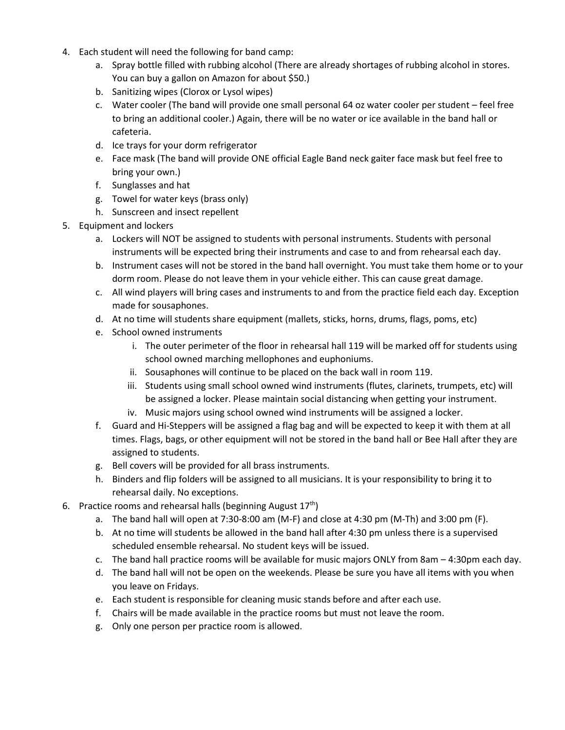4. Each student will need the following for band camp:
    a. Spray bottle filled with rubbing alcohol (There are already shortages of rubbing alcohol in stores. You can buy a gallon on Amazon for about $50.)
    b. Sanitizing wipes (Clorox or Lysol wipes)
    c. Water cooler (The band will provide one small personal 64 oz water cooler per student – feel free to bring an additional cooler.) Again, there will be no water or ice available in the band hall or cafeteria.
    d. Ice trays for your dorm refrigerator
    e. Face mask (The band will provide ONE official Eagle Band neck gaiter face mask but feel free to bring your own.)
    f. Sunglasses and hat
    g. Towel for water keys (brass only)
    h. Sunscreen and insect repellent
5. Equipment and lockers
    a. Lockers will NOT be assigned to students with personal instruments. Students with personal instruments will be expected bring their instruments and case to and from rehearsal each day.
    b. Instrument cases will not be stored in the band hall overnight. You must take them home or to your dorm room. Please do not leave them in your vehicle either. This can cause great damage.
    c. All wind players will bring cases and instruments to and from the practice field each day. Exception made for sousaphones.
    d. At no time will students share equipment (mallets, sticks, horns, drums, flags, poms, etc)
    e. School owned instruments
        i. The outer perimeter of the floor in rehearsal hall 119 will be marked off for students using school owned marching mellophones and euphoniums.
        ii. Sousaphones will continue to be placed on the back wall in room 119.
        iii. Students using small school owned wind instruments (flutes, clarinets, trumpets, etc) will be assigned a locker. Please maintain social distancing when getting your instrument.
        iv. Music majors using school owned wind instruments will be assigned a locker.
    f. Guard and Hi-Steppers will be assigned a flag bag and will be expected to keep it with them at all times. Flags, bags, or other equipment will not be stored in the band hall or Bee Hall after they are assigned to students.
    g. Bell covers will be provided for all brass instruments.
    h. Binders and flip folders will be assigned to all musicians. It is your responsibility to bring it to rehearsal daily. No exceptions.
6. Practice rooms and rehearsal halls (beginning August 17th)
    a. The band hall will open at 7:30-8:00 am (M-F) and close at 4:30 pm (M-Th) and 3:00 pm (F).
    b. At no time will students be allowed in the band hall after 4:30 pm unless there is a supervised scheduled ensemble rehearsal. No student keys will be issued.
    c. The band hall practice rooms will be available for music majors ONLY from 8am – 4:30pm each day.
    d. The band hall will not be open on the weekends. Please be sure you have all items with you when you leave on Fridays.
    e. Each student is responsible for cleaning music stands before and after each use.
    f. Chairs will be made available in the practice rooms but must not leave the room.
    g. Only one person per practice room is allowed.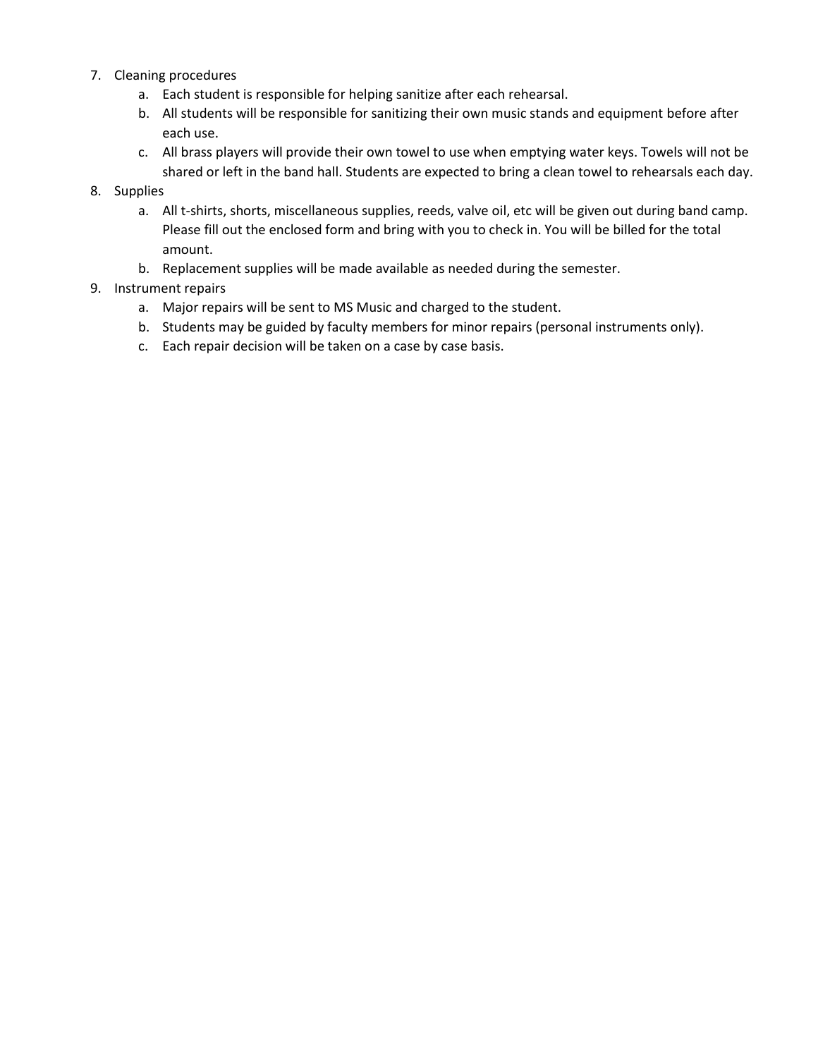7. Cleaning procedures
    a. Each student is responsible for helping sanitize after each rehearsal.
    b. All students will be responsible for sanitizing their own music stands and equipment before after each use.
    c. All brass players will provide their own towel to use when emptying water keys. Towels will not be shared or left in the band hall. Students are expected to bring a clean towel to rehearsals each day.
8. Supplies
    a. All t-shirts, shorts, miscellaneous supplies, reeds, valve oil, etc will be given out during band camp. Please fill out the enclosed form and bring with you to check in. You will be billed for the total amount.
    b. Replacement supplies will be made available as needed during the semester.
9. Instrument repairs
    a. Major repairs will be sent to MS Music and charged to the student.
    b. Students may be guided by faculty members for minor repairs (personal instruments only).
    c. Each repair decision will be taken on a case by case basis.